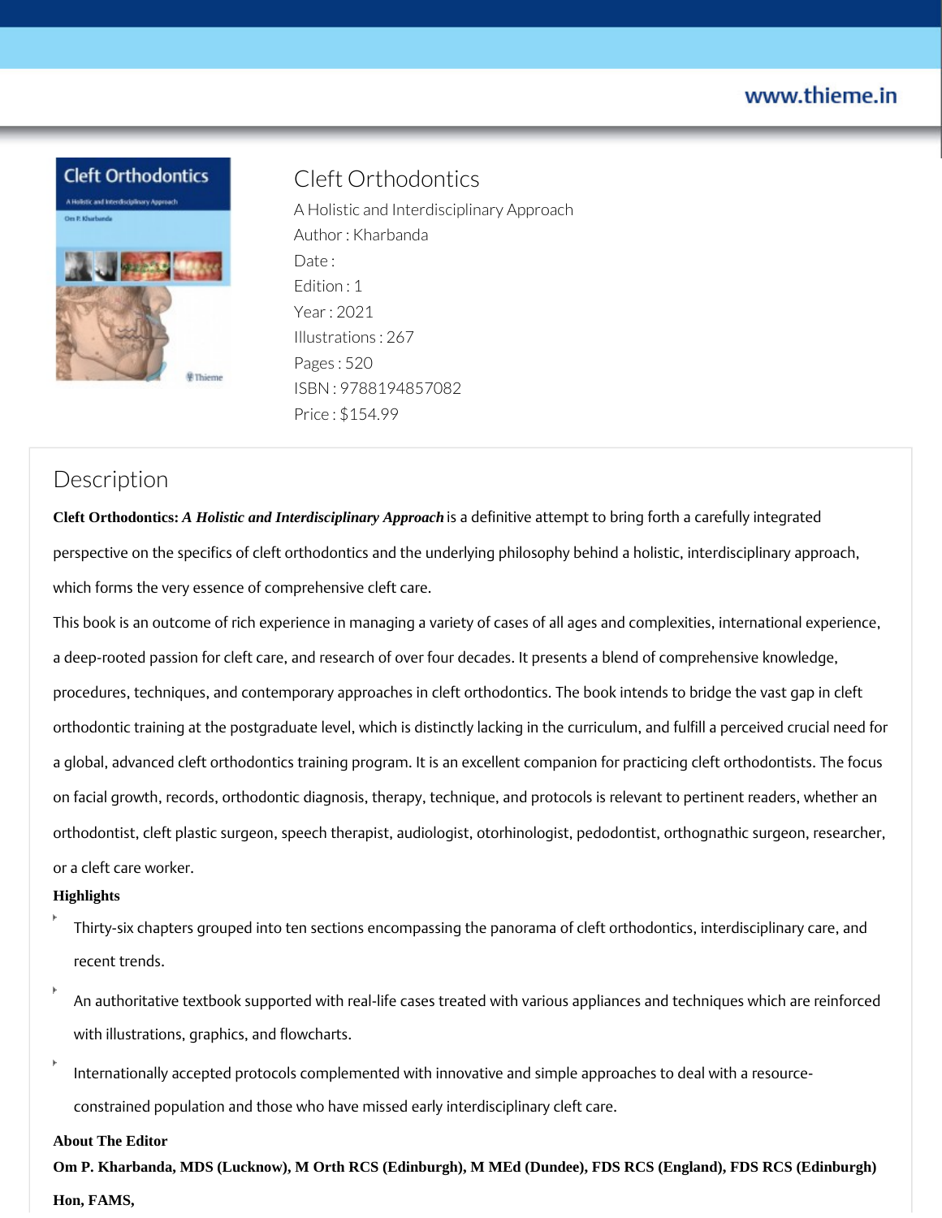www.thieme.in

# Cleft Orthodontics

A Holistic and Interdisciplinary Approach

Author : Kharbanda

Date :

Edition : 1

Year : 2021

Illustrations : 267

Pages : 520

ISBN : 9788194857082

Price : $154.99

## Description

**Cleft Orthodontics:** ***A Holistic and Interdisciplinary Approach*** is a definitive attempt to bring forth a carefully integrated perspective on the specifics of cleft orthodontics and the underlying philosophy behind a holistic, interdisciplinary approach, which forms the very essence of comprehensive cleft care.

This book is an outcome of rich experience in managing a variety of cases of all ages and complexities, international experience, a deep-rooted passion for cleft care, and research of over four decades. It presents a blend of comprehensive knowledge, procedures, techniques, and contemporary approaches in cleft orthodontics. The book intends to bridge the vast gap in cleft orthodontic training at the postgraduate level, which is distinctly lacking in the curriculum, and fulfill a perceived crucial need for a global, advanced cleft orthodontics training program. It is an excellent companion for practicing cleft orthodontists. The focus on facial growth, records, orthodontic diagnosis, therapy, technique, and protocols is relevant to pertinent readers, whether an orthodontist, cleft plastic surgeon, speech therapist, audiologist, otorhinologist, pedodontist, orthognathic surgeon, researcher, or a cleft care worker.

**Highlights**

- Thirty-six chapters grouped into ten sections encompassing the panorama of cleft orthodontics, interdisciplinary care, and recent trends.
- An authoritative textbook supported with real-life cases treated with various appliances and techniques which are reinforced with illustrations, graphics, and flowcharts.
- Internationally accepted protocols complemented with innovative and simple approaches to deal with a resource-constrained population and those who have missed early interdisciplinary cleft care.

**About The Editor**

**Om P. Kharbanda, MDS (Lucknow), M Orth RCS (Edinburgh), M MEd (Dundee), FDS RCS (England), FDS RCS (Edinburgh) Hon, FAMS,**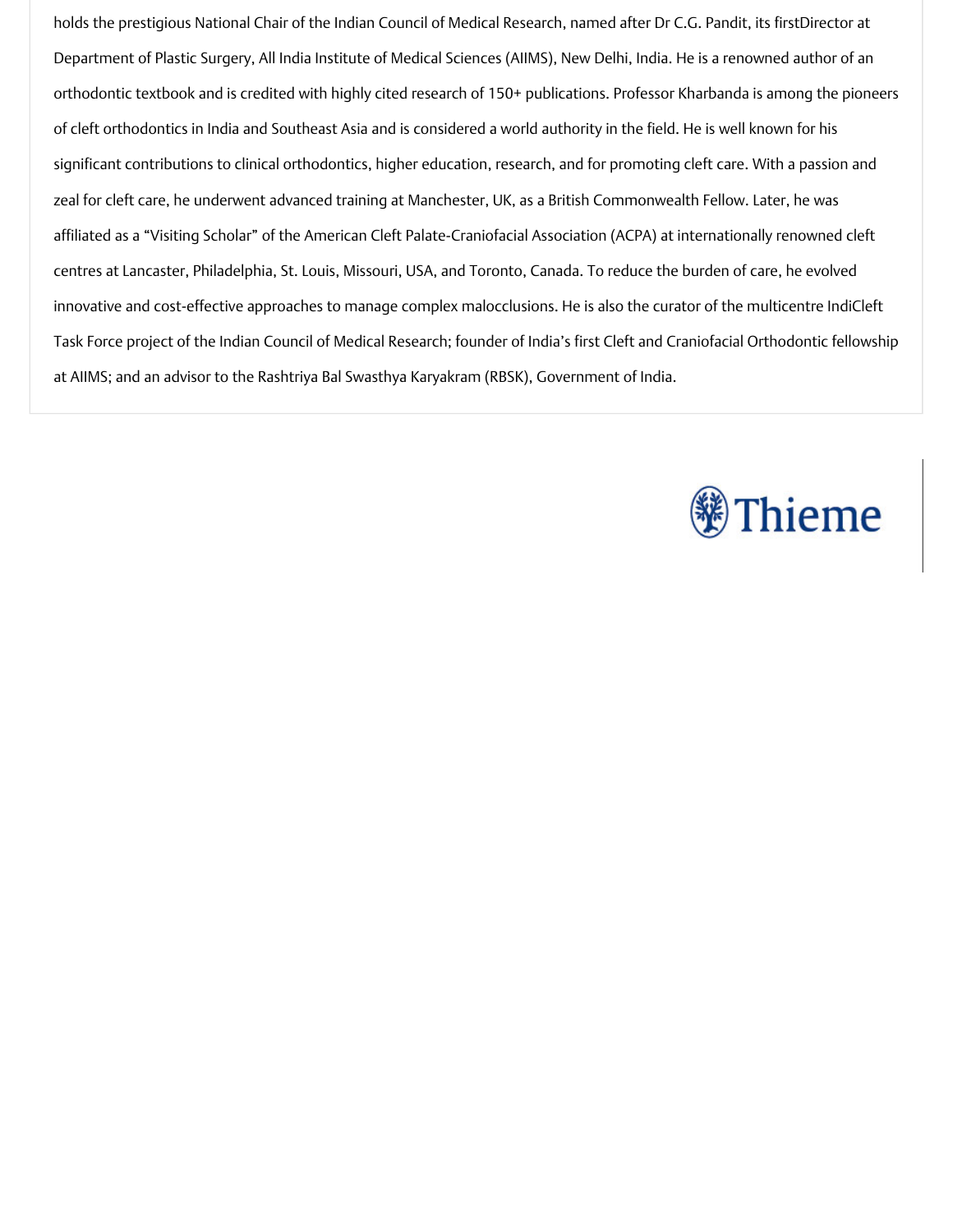holds the prestigious National Chair of the Indian Council of Medical Research, named after Dr C.G. Pandit, its firstDirector at Department of Plastic Surgery, All India Institute of Medical Sciences (AIIMS), New Delhi, India. He is a renowned author of an orthodontic textbook and is credited with highly cited research of 150+ publications. Professor Kharbanda is among the pioneers of cleft orthodontics in India and Southeast Asia and is considered a world authority in the field. He is well known for his significant contributions to clinical orthodontics, higher education, research, and for promoting cleft care. With a passion and zeal for cleft care, he underwent advanced training at Manchester, UK, as a British Commonwealth Fellow. Later, he was affiliated as a “Visiting Scholar” of the American Cleft Palate-Craniofacial Association (ACPA) at internationally renowned cleft centres at Lancaster, Philadelphia, St. Louis, Missouri, USA, and Toronto, Canada. To reduce the burden of care, he evolved innovative and cost-effective approaches to manage complex malocclusions. He is also the curator of the multicentre IndiCleft Task Force project of the Indian Council of Medical Research; founder of India’s first Cleft and Craniofacial Orthodontic fellowship at AIIMS; and an advisor to the Rashtriya Bal Swasthya Karyakram (RBSK), Government of India.

Thieme